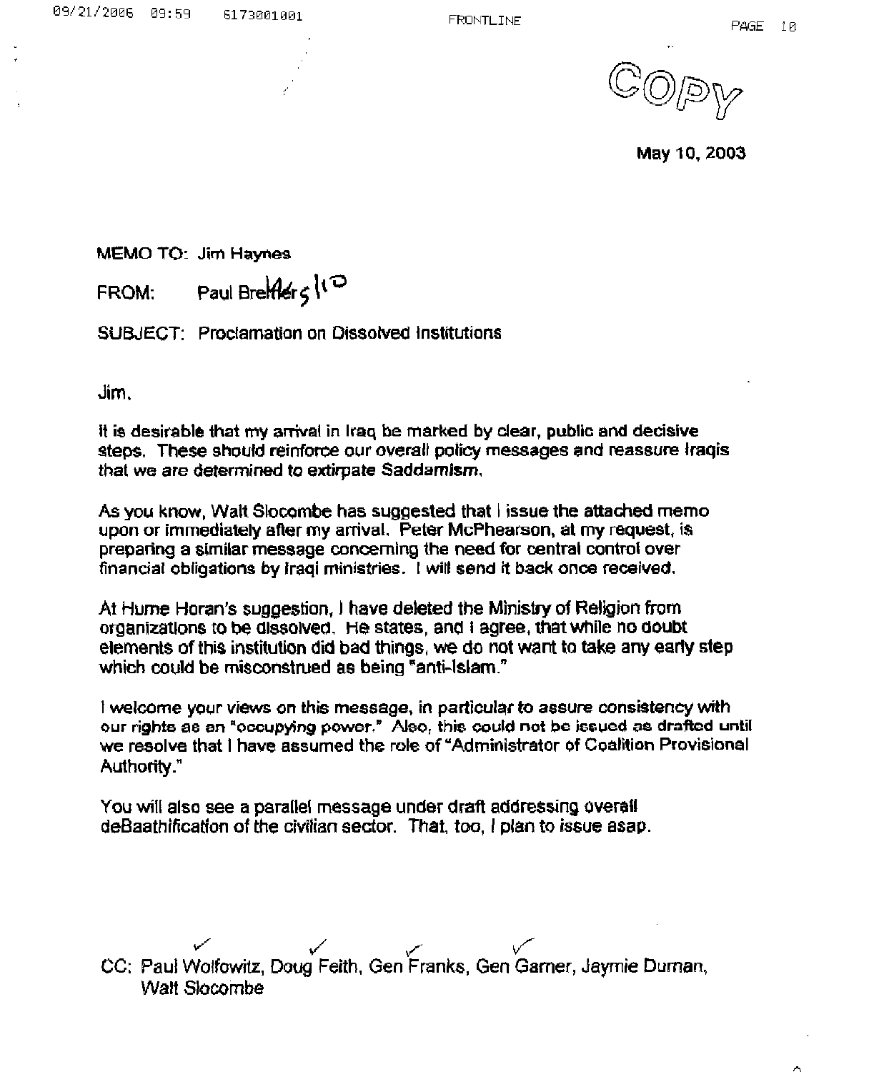COPY

May 10, 2003

MEMO TO: Jim Haynes

FROM: Paul Bremer 5/10

SUBJECT: Proclamation on Dissolved Institutions

Jim,

It is desirable that my arrival in Iraq be marked by clear, public and decisive steps. These should reinforce our overall policy messages and reassure Iraqis that we are determined to extirpate Saddamism.

As you know, Walt Slocombe has suggested that I issue the attached memo upon or immediately after my arrival. Peter McPhearson, at my request, is preparing a similar message concerning the need for central control over financial obligations by Iraqi ministries. I will send it back once received.

At Hume Horan's suggestion, I have deleted the Ministry of Religion from organizations to be dissolved. He states, and I agree, that while no doubt elements of this institution did bad things, we do not want to take any early step which could be misconstrued as being "anti-Islam."

I welcome your views on this message, in particular to assure consistency with our rights as an "occupying power." Also, this could not be issued as drafted until we resolve that I have assumed the role of "Administrator of Coalition Provisional Authority."

You will also see a parallel message under draft addressing overall deBaathification of the civilian sector. That, too, I plan to issue asap.

CC: Paul Wolfowitz, Doug Feith, Gen Franks, Gen Garner, Jaymie Duman, Walt Slocombe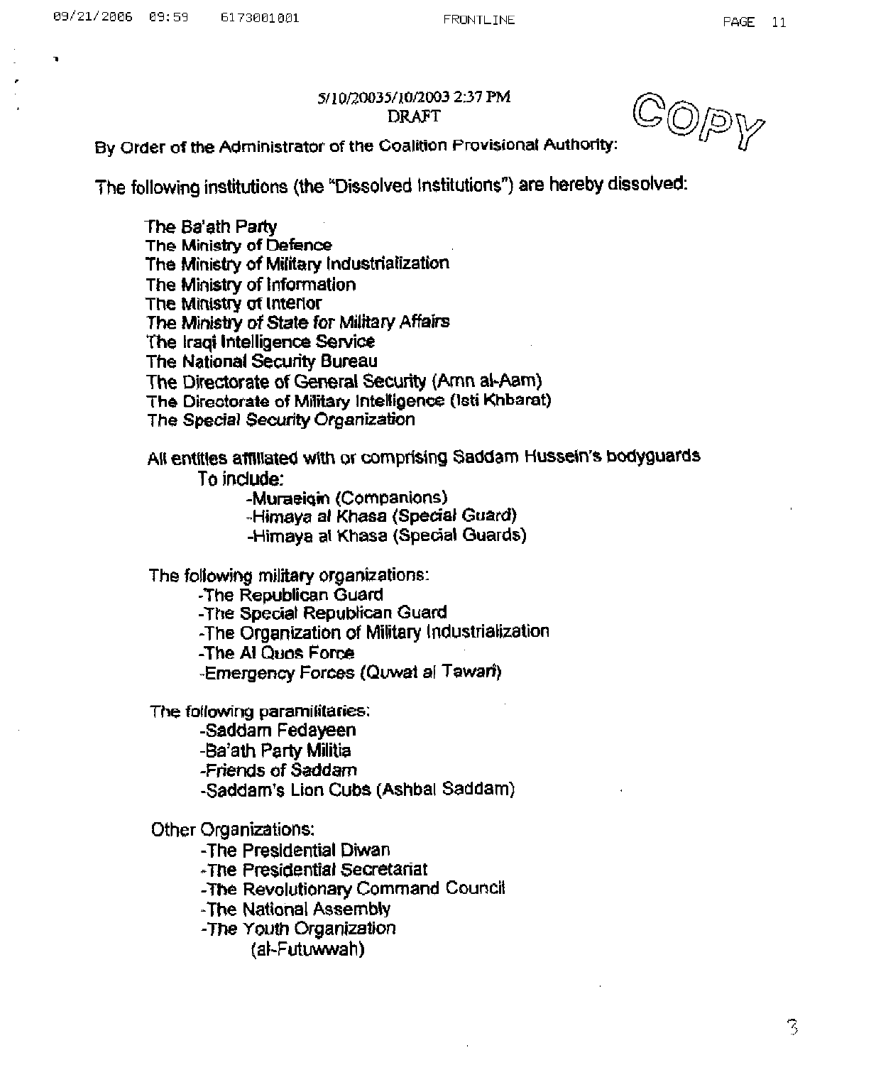5/10/20035/10/2003 2:37 PM
DRAFT

COPY

By Order of the Administrator of the Coalition Provisional Authority:

The following institutions (the "Dissolved Institutions") are hereby dissolved:

The Ba'ath Party
The Ministry of Defence
The Ministry of Military Industrialization
The Ministry of Information
The Ministry of Interior
*The Ministry of State for Military Affairs*
The Iraqi Intelligence Service
The National Security Bureau
The Directorate of General Security (Amn al-Aam)
The Directorate of Military Intelligence (Isti Khbarat)
The *Special Security Organization*

All entities affiliated with or comprising Saddam Hussein's bodyguards
To include:
- Muraeiqin (Companions)
- *Himaya al Khasa (Special Guard)*
- Himaya al Khasa (Special Guards)

The following military organizations:
- The Republican Guard
- The Special Republican Guard
- The Organization of Military Industrialization
- The Al Quds Force
- Emergency Forces (Quwat al *Tawari*)

The following paramilitaries:
- Saddam Fedayeen
- Ba'ath Party Militia
- *Friends of Saddam*
- Saddam's Lion Cubs (Ashbal Saddam)

Other Organizations:
- The Presidential Diwan
- The Presidential Secretariat
- The Revolutionary Command Council
- The National Assembly
- *The Youth Organization*
  (al-Futuwwah)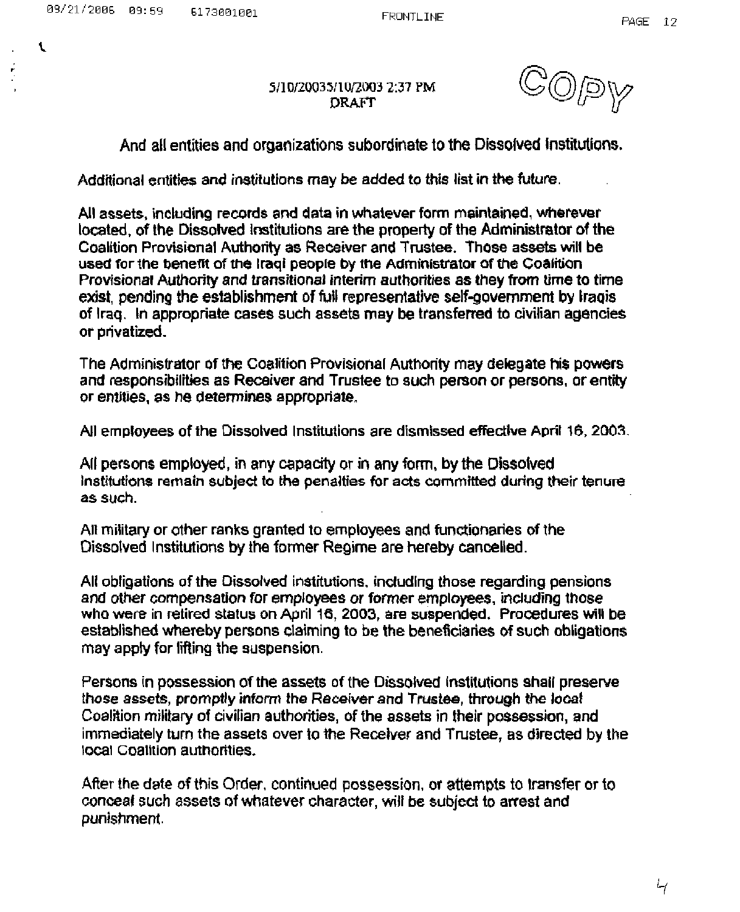5/10/20035/10/2003 2:37 PM
DRAFT

COPY

And all entities and organizations subordinate to the Dissolved Institutions.

Additional entities and institutions may be added to this list in the future.

All assets, including records and data in whatever form maintained, wherever located, of the Dissolved Institutions are the property of the Administrator of the Coalition Provisional Authority as Receiver and Trustee. Those assets will be used for the benefit of the Iraqi people by the Administrator of the Coalition Provisional Authority and transitional interim authorities as they from time to time exist, pending the establishment of full representative self-government by Iraqis of Iraq. In appropriate cases such assets may be transferred to civilian agencies or privatized.

The Administrator of the Coalition Provisional Authority may delegate his powers and responsibilities as Receiver and Trustee to such person or persons, or entity or entities, as he determines appropriate.

All employees of the Dissolved Institutions are dismissed effective April 16, 2003.

All persons employed, in any capacity or in any form, by the Dissolved Institutions remain subject to the penalties for acts committed during their tenure as such.

All military or other ranks granted to employees and functionaries of the Dissolved Institutions by the former Regime are hereby cancelled.

All obligations of the Dissolved institutions, including those regarding pensions and other compensation for employees or former employees, including those who were in retired status on April 16, 2003, are suspended. Procedures will be established whereby persons claiming to be the beneficiaries of such obligations may apply for lifting the suspension.

Persons in possession of the assets of the Dissolved Institutions shall preserve those assets, promptly inform the Receiver and Trustee, through the local Coalition military of civilian authorities, of the assets in their possession, and immediately turn the assets over to the Receiver and Trustee, as directed by the local Coalition authorities.

After the date of this Order, continued possession, or attempts to transfer or to conceal such assets of whatever character, will be subject to arrest and punishment.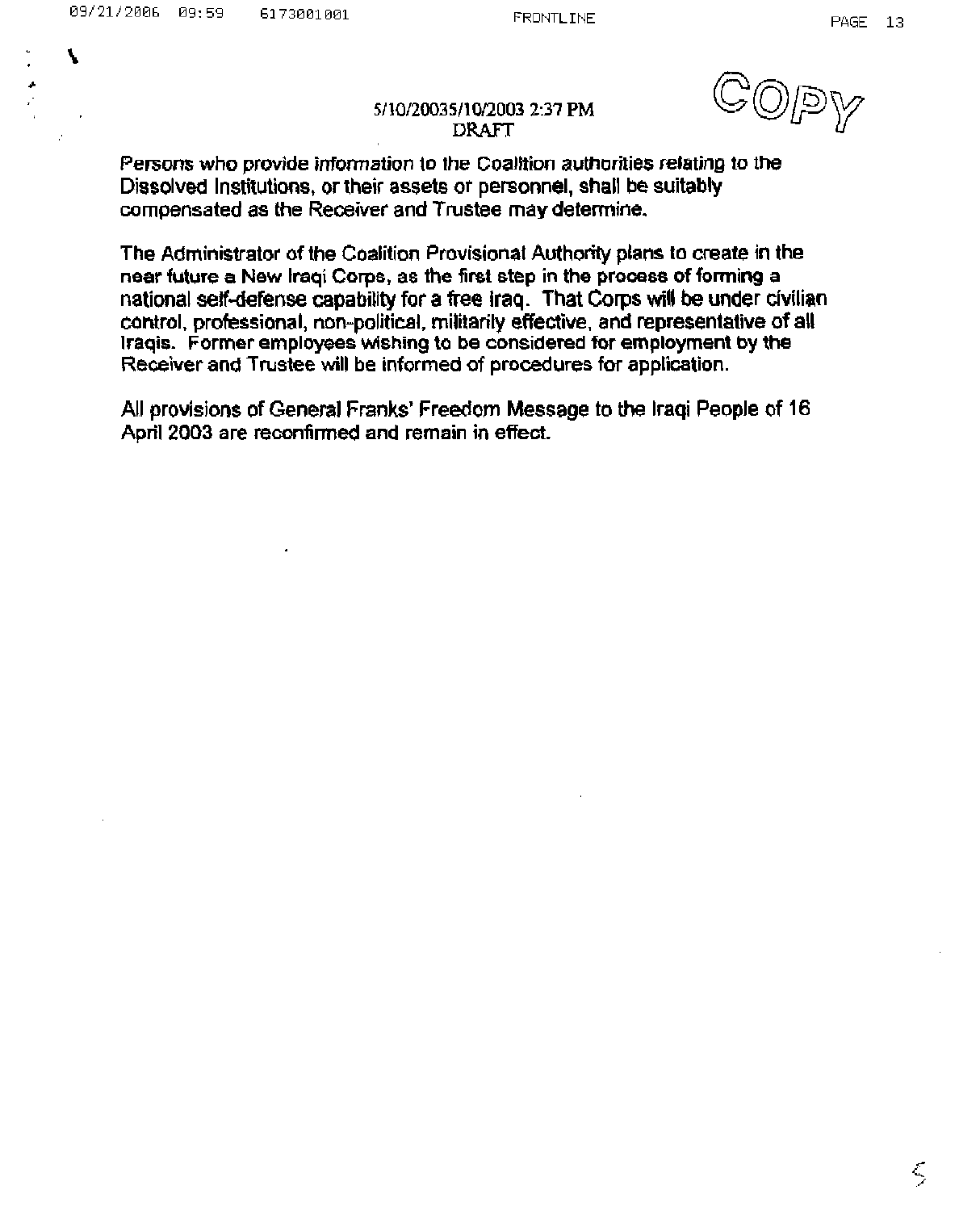5/10/20035/10/2003 2:37 PM
DRAFT

COPY

Persons who provide information to the Coalition authorities relating to the Dissolved Institutions, or their assets or personnel, shall be suitably compensated as the Receiver and Trustee may determine.

The Administrator of the Coalition Provisional Authority plans to create in the near future a New Iraqi Corps, as the first step in the process of forming a national self-defense capability for a free Iraq. That Corps will be under civilian control, professional, non-political, militarily effective, and representative of all Iraqis. Former employees wishing to be considered for employment by the Receiver and Trustee will be informed of procedures for application.

All provisions of General Franks' Freedom Message to the Iraqi People of 16 April 2003 are reconfirmed and remain in effect.